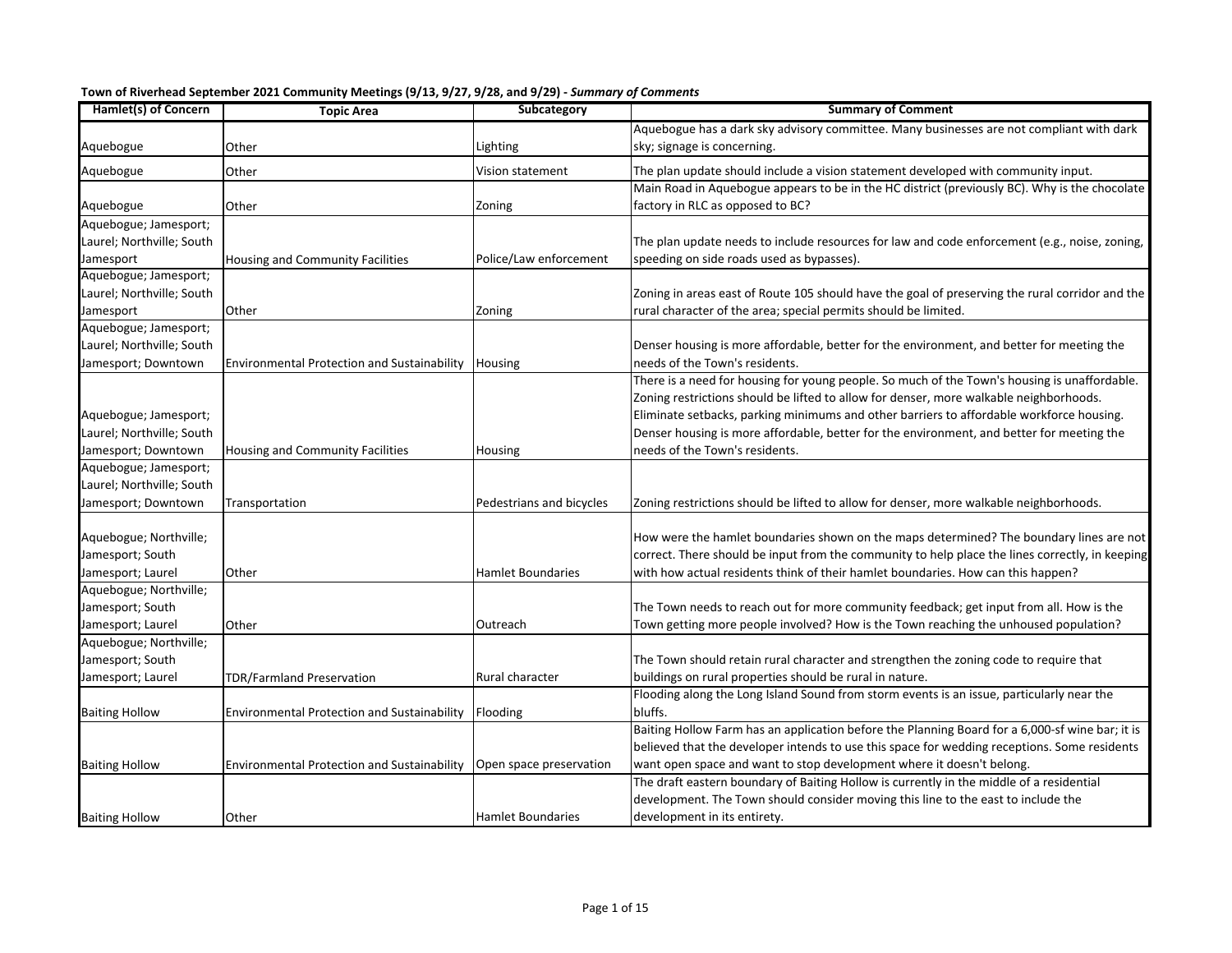**Town of Riverhead September 2021 Community Meetings (9/13, 9/27, 9/28, and 9/29) -** ***Summary of Comments***

| Hamlet(s) of Concern | Topic Area | Subcategory | Summary of Comment |
|---|---|---|---|
| Aquebogue | Other | Lighting | Aquebogue has a dark sky advisory committee. Many businesses are not compliant with dark sky; signage is concerning. |
| Aquebogue | Other | Vision statement | The plan update should include a vision statement developed with community input. |
| Aquebogue | Other | Zoning | Main Road in Aquebogue appears to be in the HC district (previously BC). Why is the chocolate factory in RLC as opposed to BC? |
| Aquebogue; Jamesport; Laurel; Northville; South Jamesport | Housing and Community Facilities | Police/Law enforcement | The plan update needs to include resources for law and code enforcement (e.g., noise, zoning, speeding on side roads used as bypasses). |
| Aquebogue; Jamesport; Laurel; Northville; South Jamesport | Other | Zoning | Zoning in areas east of Route 105 should have the goal of preserving the rural corridor and the rural character of the area; special permits should be limited. |
| Aquebogue; Jamesport; Laurel; Northville; South Jamesport; Downtown | Environmental Protection and Sustainability | Housing | Denser housing is more affordable, better for the environment, and better for meeting the needs of the Town's residents. |
| Aquebogue; Jamesport; Laurel; Northville; South Jamesport; Downtown | Housing and Community Facilities | Housing | There is a need for housing for young people. So much of the Town's housing is unaffordable. Zoning restrictions should be lifted to allow for denser, more walkable neighborhoods. Eliminate setbacks, parking minimums and other barriers to affordable workforce housing. Denser housing is more affordable, better for the environment, and better for meeting the needs of the Town's residents. |
| Aquebogue; Jamesport; Laurel; Northville; South Jamesport; Downtown | Transportation | Pedestrians and bicycles | Zoning restrictions should be lifted to allow for denser, more walkable neighborhoods. |
| Aquebogue; Northville; Jamesport; South Jamesport; Laurel | Other | Hamlet Boundaries | How were the hamlet boundaries shown on the maps determined? The boundary lines are not correct. There should be input from the community to help place the lines correctly, in keeping with how actual residents think of their hamlet boundaries. How can this happen? |
| Aquebogue; Northville; Jamesport; South Jamesport; Laurel | Other | Outreach | The Town needs to reach out for more community feedback; get input from all. How is the Town getting more people involved? How is the Town reaching the unhoused population? |
| Aquebogue; Northville; Jamesport; South Jamesport; Laurel | TDR/Farmland Preservation | Rural character | The Town should retain rural character and strengthen the zoning code to require that buildings on rural properties should be rural in nature. |
| Baiting Hollow | Environmental Protection and Sustainability | Flooding | Flooding along the Long Island Sound from storm events is an issue, particularly near the bluffs. |
| Baiting Hollow | Environmental Protection and Sustainability | Open space preservation | Baiting Hollow Farm has an application before the Planning Board for a 6,000-sf wine bar; it is believed that the developer intends to use this space for wedding receptions. Some residents want open space and want to stop development where it doesn't belong. |
| Baiting Hollow | Other | Hamlet Boundaries | The draft eastern boundary of Baiting Hollow is currently in the middle of a residential development. The Town should consider moving this line to the east to include the development in its entirety. |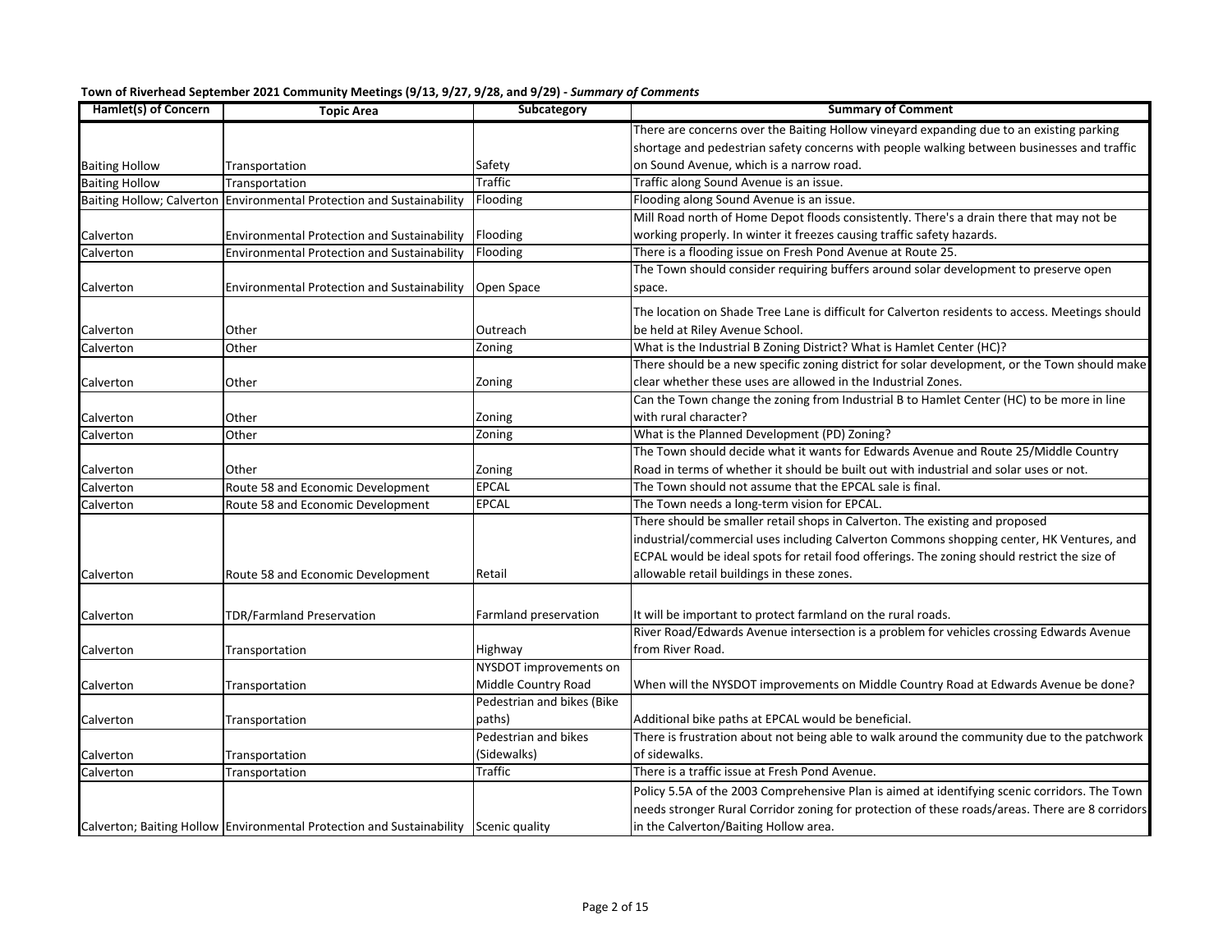**Town of Riverhead September 2021 Community Meetings (9/13, 9/27, 9/28, and 9/29) -** ***Summary of Comments***

| Hamlet(s) of Concern | Topic Area | Subcategory | Summary of Comment |
|---|---|---|---|
| Baiting Hollow | Transportation | Safety | There are concerns over the Baiting Hollow vineyard expanding due to an existing parking shortage and pedestrian safety concerns with people walking between businesses and traffic on Sound Avenue, which is a narrow road. |
| Baiting Hollow | Transportation | Traffic | Traffic along Sound Avenue is an issue. |
| Baiting Hollow; Calverton | Environmental Protection and Sustainability | Flooding | Flooding along Sound Avenue is an issue. |
| Calverton | Environmental Protection and Sustainability | Flooding | Mill Road north of Home Depot floods consistently. There's a drain there that may not be working properly. In winter it freezes causing traffic safety hazards. |
| Calverton | Environmental Protection and Sustainability | Flooding | There is a flooding issue on Fresh Pond Avenue at Route 25. |
| Calverton | Environmental Protection and Sustainability | Open Space | The Town should consider requiring buffers around solar development to preserve open space. |
| Calverton | Other | Outreach | The location on Shade Tree Lane is difficult for Calverton residents to access. Meetings should be held at Riley Avenue School. |
| Calverton | Other | Zoning | What is the Industrial B Zoning District? What is Hamlet Center (HC)? |
| Calverton | Other | Zoning | There should be a new specific zoning district for solar development, or the Town should make clear whether these uses are allowed in the Industrial Zones. |
| Calverton | Other | Zoning | Can the Town change the zoning from Industrial B to Hamlet Center (HC) to be more in line with rural character? |
| Calverton | Other | Zoning | What is the Planned Development (PD) Zoning? |
| Calverton | Other | Zoning | The Town should decide what it wants for Edwards Avenue and Route 25/Middle Country Road in terms of whether it should be built out with industrial and solar uses or not. |
| Calverton | Route 58 and Economic Development | EPCAL | The Town should not assume that the EPCAL sale is final. |
| Calverton | Route 58 and Economic Development | EPCAL | The Town needs a long-term vision for EPCAL. |
| Calverton | Route 58 and Economic Development | Retail | There should be smaller retail shops in Calverton. The existing and proposed industrial/commercial uses including Calverton Commons shopping center, HK Ventures, and ECPAL would be ideal spots for retail food offerings. The zoning should restrict the size of allowable retail buildings in these zones. |
| Calverton | TDR/Farmland Preservation | Farmland preservation | It will be important to protect farmland on the rural roads. |
| Calverton | Transportation | Highway | River Road/Edwards Avenue intersection is a problem for vehicles crossing Edwards Avenue from River Road. |
| Calverton | Transportation | NYSDOT improvements on Middle Country Road | When will the NYSDOT improvements on Middle Country Road at Edwards Avenue be done? |
| Calverton | Transportation | Pedestrian and bikes (Bike paths) | Additional bike paths at EPCAL would be beneficial. |
| Calverton | Transportation | Pedestrian and bikes (Sidewalks) | There is frustration about not being able to walk around the community due to the patchwork of sidewalks. |
| Calverton | Transportation | Traffic | There is a traffic issue at Fresh Pond Avenue. |
| Calverton; Baiting Hollow | Environmental Protection and Sustainability | Scenic quality | Policy 5.5A of the 2003 Comprehensive Plan is aimed at identifying scenic corridors. The Town needs stronger Rural Corridor zoning for protection of these roads/areas. There are 8 corridors in the Calverton/Baiting Hollow area. |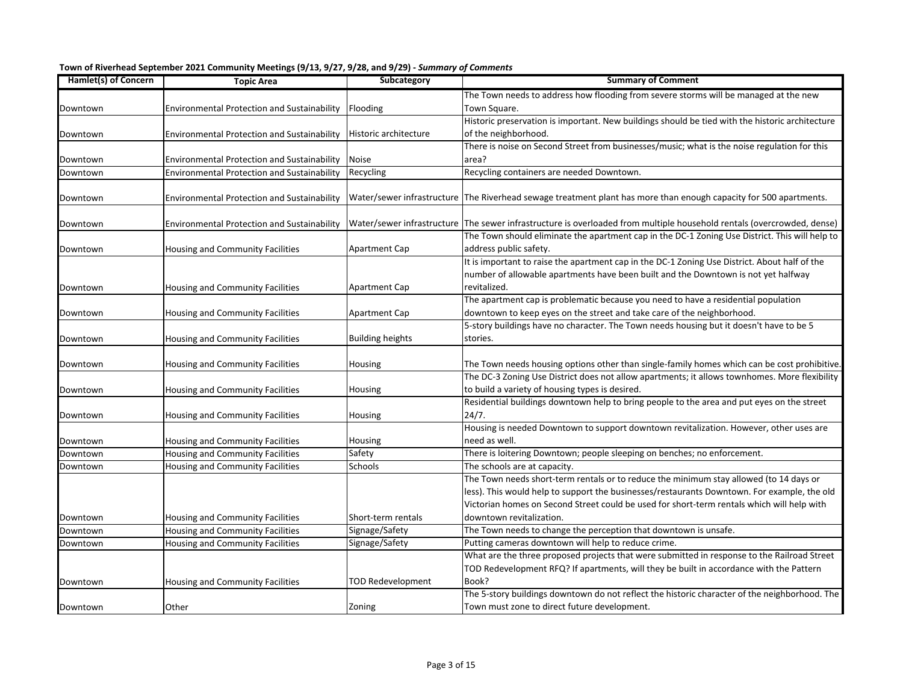**Town of Riverhead September 2021 Community Meetings (9/13, 9/27, 9/28, and 9/29) - *Summary of Comments***

| Hamlet(s) of Concern | Topic Area | Subcategory | Summary of Comment |
|---|---|---|---|
| Downtown | Environmental Protection and Sustainability | Flooding | The Town needs to address how flooding from severe storms will be managed at the new Town Square. |
| Downtown | Environmental Protection and Sustainability | Historic architecture | Historic preservation is important. New buildings should be tied with the historic architecture of the neighborhood. |
| Downtown | Environmental Protection and Sustainability | Noise | There is noise on Second Street from businesses/music; what is the noise regulation for this area? |
| Downtown | Environmental Protection and Sustainability | Recycling | Recycling containers are needed Downtown. |
| Downtown | Environmental Protection and Sustainability | Water/sewer infrastructure | The Riverhead sewage treatment plant has more than enough capacity for 500 apartments. |
| Downtown | Environmental Protection and Sustainability | Water/sewer infrastructure | The sewer infrastructure is overloaded from multiple household rentals (overcrowded, dense) |
| Downtown | Housing and Community Facilities | Apartment Cap | The Town should eliminate the apartment cap in the DC-1 Zoning Use District. This will help to address public safety. |
| Downtown | Housing and Community Facilities | Apartment Cap | It is important to raise the apartment cap in the DC-1 Zoning Use District. About half of the number of allowable apartments have been built and the Downtown is not yet halfway revitalized. |
| Downtown | Housing and Community Facilities | Apartment Cap | The apartment cap is problematic because you need to have a residential population downtown to keep eyes on the street and take care of the neighborhood. |
| Downtown | Housing and Community Facilities | Building heights | 5-story buildings have no character. The Town needs housing but it doesn't have to be 5 stories. |
| Downtown | Housing and Community Facilities | Housing | The Town needs housing options other than single-family homes which can be cost prohibitive. |
| Downtown | Housing and Community Facilities | Housing | The DC-3 Zoning Use District does not allow apartments; it allows townhomes. More flexibility to build a variety of housing types is desired. |
| Downtown | Housing and Community Facilities | Housing | Residential buildings downtown help to bring people to the area and put eyes on the street 24/7. |
| Downtown | Housing and Community Facilities | Housing | Housing is needed Downtown to support downtown revitalization. However, other uses are need as well. |
| Downtown | Housing and Community Facilities | Safety | There is loitering Downtown; people sleeping on benches; no enforcement. |
| Downtown | Housing and Community Facilities | Schools | The schools are at capacity. |
| Downtown | Housing and Community Facilities | Short-term rentals | The Town needs short-term rentals or to reduce the minimum stay allowed (to 14 days or less). This would help to support the businesses/restaurants Downtown. For example, the old Victorian homes on Second Street could be used for short-term rentals which will help with downtown revitalization. |
| Downtown | Housing and Community Facilities | Signage/Safety | The Town needs to change the perception that downtown is unsafe. |
| Downtown | Housing and Community Facilities | Signage/Safety | Putting cameras downtown will help to reduce crime. |
| Downtown | Housing and Community Facilities | TOD Redevelopment | What are the three proposed projects that were submitted in response to the Railroad Street TOD Redevelopment RFQ? If apartments, will they be built in accordance with the Pattern Book? |
| Downtown | Other | Zoning | The 5-story buildings downtown do not reflect the historic character of the neighborhood. The Town must zone to direct future development. |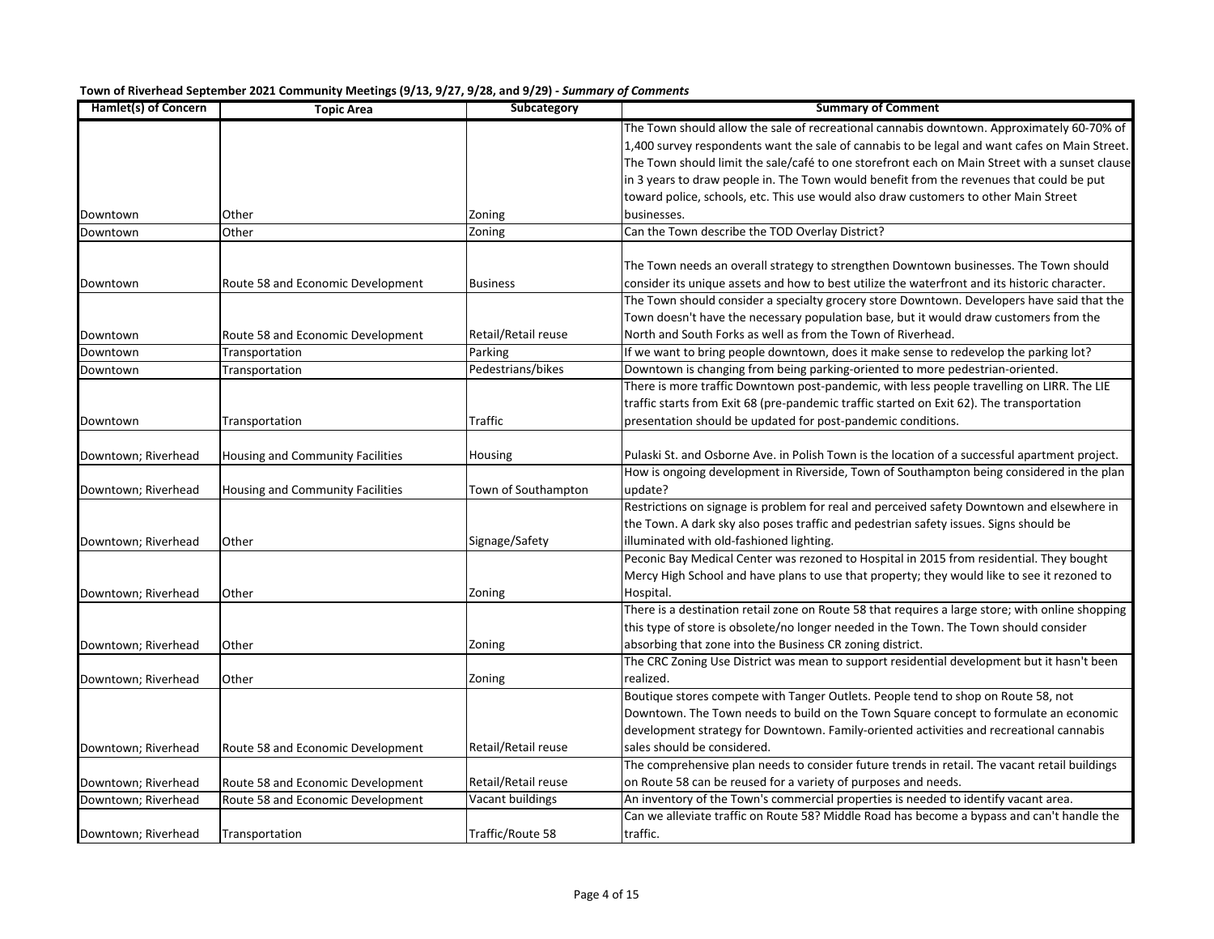**Town of Riverhead September 2021 Community Meetings (9/13, 9/27, 9/28, and 9/29) - *Summary of Comments***

| Hamlet(s) of Concern | Topic Area | Subcategory | Summary of Comment |
|---|---|---|---|
| Downtown | Other | Zoning | The Town should allow the sale of recreational cannabis downtown. Approximately 60-70% of 1,400 survey respondents want the sale of cannabis to be legal and want cafes on Main Street. The Town should limit the sale/café to one storefront each on Main Street with a sunset clause in 3 years to draw people in. The Town would benefit from the revenues that could be put toward police, schools, etc. This use would also draw customers to other Main Street businesses. |
| Downtown | Other | Zoning | Can the Town describe the TOD Overlay District? |
| Downtown | Route 58 and Economic Development | Business | The Town needs an overall strategy to strengthen Downtown businesses. The Town should consider its unique assets and how to best utilize the waterfront and its historic character. |
| Downtown | Route 58 and Economic Development | Retail/Retail reuse | The Town should consider a specialty grocery store Downtown. Developers have said that the Town doesn't have the necessary population base, but it would draw customers from the North and South Forks as well as from the Town of Riverhead. |
| Downtown | Transportation | Parking | If we want to bring people downtown, does it make sense to redevelop the parking lot? |
| Downtown | Transportation | Pedestrians/bikes | Downtown is changing from being parking-oriented to more pedestrian-oriented. |
| Downtown | Transportation | Traffic | There is more traffic Downtown post-pandemic, with less people travelling on LIRR. The LIE traffic starts from Exit 68 (pre-pandemic traffic started on Exit 62). The transportation presentation should be updated for post-pandemic conditions. |
| Downtown; Riverhead | Housing and Community Facilities | Housing | Pulaski St. and Osborne Ave. in Polish Town is the location of a successful apartment project. |
| Downtown; Riverhead | Housing and Community Facilities | Town of Southampton | How is ongoing development in Riverside, Town of Southampton being considered in the plan update? |
| Downtown; Riverhead | Other | Signage/Safety | Restrictions on signage is problem for real and perceived safety Downtown and elsewhere in the Town. A dark sky also poses traffic and pedestrian safety issues. Signs should be illuminated with old-fashioned lighting. |
| Downtown; Riverhead | Other | Zoning | Peconic Bay Medical Center was rezoned to Hospital in 2015 from residential. They bought Mercy High School and have plans to use that property; they would like to see it rezoned to Hospital. |
| Downtown; Riverhead | Other | Zoning | There is a destination retail zone on Route 58 that requires a large store; with online shopping this type of store is obsolete/no longer needed in the Town. The Town should consider absorbing that zone into the Business CR zoning district. |
| Downtown; Riverhead | Other | Zoning | The CRC Zoning Use District was mean to support residential development but it hasn't been realized. |
| Downtown; Riverhead | Route 58 and Economic Development | Retail/Retail reuse | Boutique stores compete with Tanger Outlets. People tend to shop on Route 58, not Downtown. The Town needs to build on the Town Square concept to formulate an economic development strategy for Downtown. Family-oriented activities and recreational cannabis sales should be considered. |
| Downtown; Riverhead | Route 58 and Economic Development | Retail/Retail reuse | The comprehensive plan needs to consider future trends in retail. The vacant retail buildings on Route 58 can be reused for a variety of purposes and needs. |
| Downtown; Riverhead | Route 58 and Economic Development | Vacant buildings | An inventory of the Town's commercial properties is needed to identify vacant area. |
| Downtown; Riverhead | Transportation | Traffic/Route 58 | Can we alleviate traffic on Route 58? Middle Road has become a bypass and can't handle the traffic. |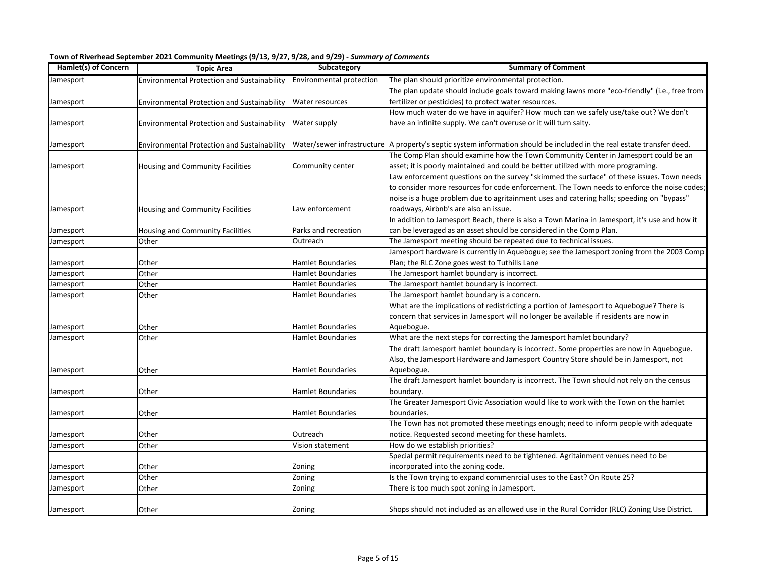**Town of Riverhead September 2021 Community Meetings (9/13, 9/27, 9/28, and 9/29) - *Summary of Comments***

| Hamlet(s) of Concern | Topic Area | Subcategory | Summary of Comment |
|---|---|---|---|
| Jamesport | Environmental Protection and Sustainability | Environmental protection | The plan should prioritize environmental protection. |
| Jamesport | Environmental Protection and Sustainability | Water resources | The plan update should include goals toward making lawns more "eco-friendly" (i.e., free from fertilizer or pesticides) to protect water resources. |
| Jamesport | Environmental Protection and Sustainability | Water supply | How much water do we have in aquifer? How much can we safely use/take out? We don't have an infinite supply. We can't overuse or it will turn salty. |
| Jamesport | Environmental Protection and Sustainability | Water/sewer infrastructure | A property's septic system information should be included in the real estate transfer deed. |
| Jamesport | Housing and Community Facilities | Community center | The Comp Plan should examine how the Town Community Center in Jamesport could be an asset; it is poorly maintained and could be better utilized with more programing. |
| Jamesport | Housing and Community Facilities | Law enforcement | Law enforcement questions on the survey "skimmed the surface" of these issues. Town needs to consider more resources for code enforcement. The Town needs to enforce the noise codes; noise is a huge problem due to agritainment uses and catering halls; speeding on "bypass" roadways, Airbnb's are also an issue. |
| Jamesport | Housing and Community Facilities | Parks and recreation | In addition to Jamesport Beach, there is also a Town Marina in Jamesport, it's use and how it can be leveraged as an asset should be considered in the Comp Plan. |
| Jamesport | Other | Outreach | The Jamesport meeting should be repeated due to technical issues. |
| Jamesport | Other | Hamlet Boundaries | Jamesport hardware is currently in Aquebogue; see the Jamesport zoning from the 2003 Comp Plan; the RLC Zone goes west to Tuthills Lane |
| Jamesport | Other | Hamlet Boundaries | The Jamesport hamlet boundary is incorrect. |
| Jamesport | Other | Hamlet Boundaries | The Jamesport hamlet boundary is incorrect. |
| Jamesport | Other | Hamlet Boundaries | The Jamesport hamlet boundary is a concern. |
| Jamesport | Other | Hamlet Boundaries | What are the implications of redistricting a portion of Jamesport to Aquebogue? There is concern that services in Jamesport will no longer be available if residents are now in Aquebogue. |
| Jamesport | Other | Hamlet Boundaries | What are the next steps for correcting the Jamesport hamlet boundary? |
| Jamesport | Other | Hamlet Boundaries | The draft Jamesport hamlet boundary is incorrect. Some properties are now in Aquebogue. Also, the Jamesport Hardware and Jamesport Country Store should be in Jamesport, not Aquebogue. |
| Jamesport | Other | Hamlet Boundaries | The draft Jamesport hamlet boundary is incorrect. The Town should not rely on the census boundary. |
| Jamesport | Other | Hamlet Boundaries | The Greater Jamesport Civic Association would like to work with the Town on the hamlet boundaries. |
| Jamesport | Other | Outreach | The Town has not promoted these meetings enough; need to inform people with adequate notice. Requested second meeting for these hamlets. |
| Jamesport | Other | Vision statement | How do we establish priorities? |
| Jamesport | Other | Zoning | Special permit requirements need to be tightened. Agritainment venues need to be incorporated into the zoning code. |
| Jamesport | Other | Zoning | Is the Town trying to expand commenrcial uses to the East? On Route 25? |
| Jamesport | Other | Zoning | There is too much spot zoning in Jamesport. |
| Jamesport | Other | Zoning | Shops should not included as an allowed use in the Rural Corridor (RLC) Zoning Use District. |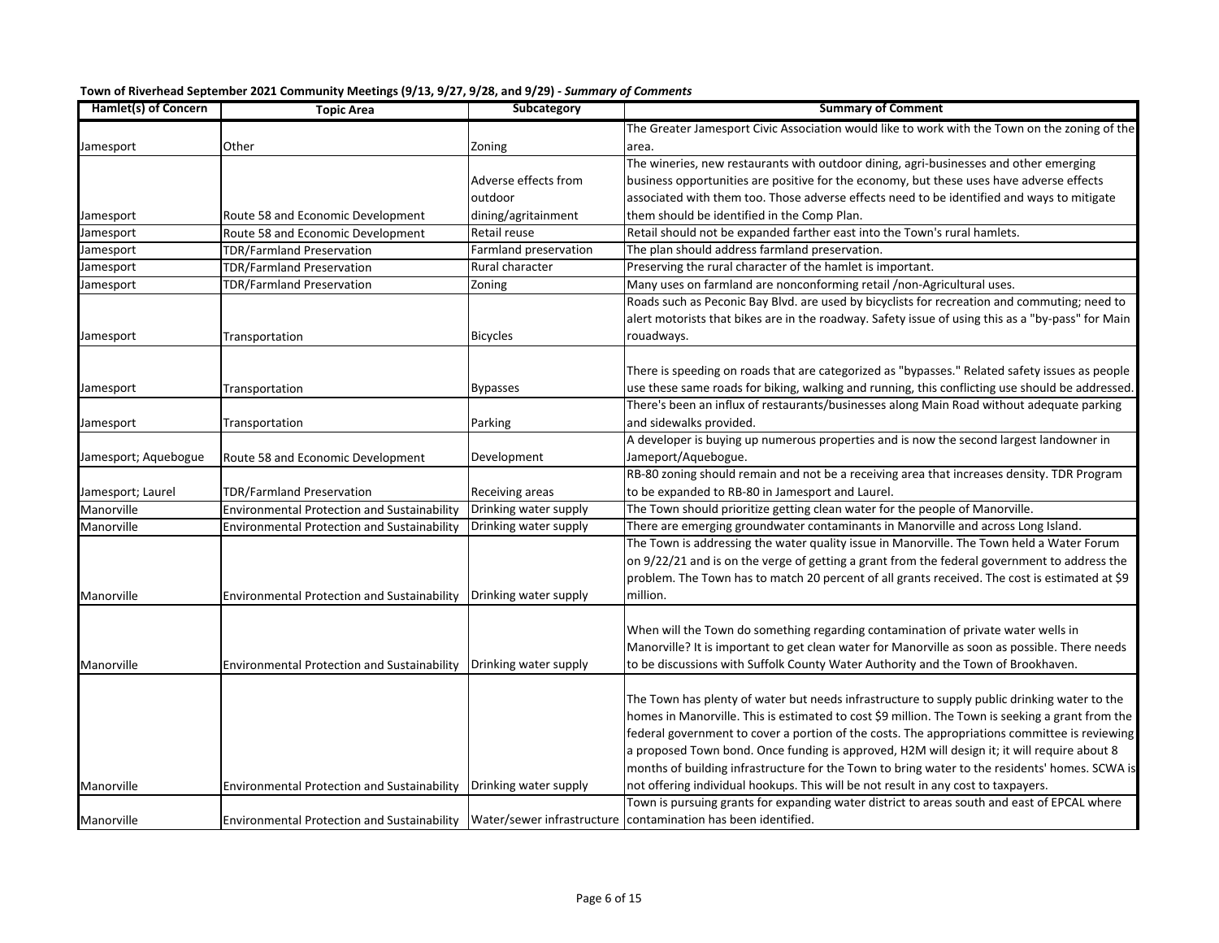**Town of Riverhead September 2021 Community Meetings (9/13, 9/27, 9/28, and 9/29) - *Summary of Comments***

| Hamlet(s) of Concern | Topic Area | Subcategory | Summary of Comment |
|---|---|---|---|
| Jamesport | Other | Zoning | The Greater Jamesport Civic Association would like to work with the Town on the zoning of the area. |
| Jamesport | Route 58 and Economic Development | Adverse effects from outdoor dining/agritainment | The wineries, new restaurants with outdoor dining, agri-businesses and other emerging business opportunities are positive for the economy, but these uses have adverse effects associated with them too. Those adverse effects need to be identified and ways to mitigate them should be identified in the Comp Plan. |
| Jamesport | Route 58 and Economic Development | Retail reuse | Retail should not be expanded farther east into the Town's rural hamlets. |
| Jamesport | TDR/Farmland Preservation | Farmland preservation | The plan should address farmland preservation. |
| Jamesport | TDR/Farmland Preservation | Rural character | Preserving the rural character of the hamlet is important. |
| Jamesport | TDR/Farmland Preservation | Zoning | Many uses on farmland are nonconforming retail /non-Agricultural uses. |
| Jamesport | Transportation | Bicycles | Roads such as Peconic Bay Blvd. are used by bicyclists for recreation and commuting; need to alert motorists that bikes are in the roadway. Safety issue of using this as a "by-pass" for Main rouadways. |
| Jamesport | Transportation | Bypasses | There is speeding on roads that are categorized as "bypasses." Related safety issues as people use these same roads for biking, walking and running, this conflicting use should be addressed. |
| Jamesport | Transportation | Parking | There's been an influx of restaurants/businesses along Main Road without adequate parking and sidewalks provided. |
| Jamesport; Aquebogue | Route 58 and Economic Development | Development | A developer is buying up numerous properties and is now the second largest landowner in Jameport/Aquebogue. |
| Jamesport; Laurel | TDR/Farmland Preservation | Receiving areas | RB-80 zoning should remain and not be a receiving area that increases density. TDR Program to be expanded to RB-80 in Jamesport and Laurel. |
| Manorville | Environmental Protection and Sustainability | Drinking water supply | The Town should prioritize getting clean water for the people of Manorville. |
| Manorville | Environmental Protection and Sustainability | Drinking water supply | There are emerging groundwater contaminants in Manorville and across Long Island. |
| Manorville | Environmental Protection and Sustainability | Drinking water supply | The Town is addressing the water quality issue in Manorville. The Town held a Water Forum on 9/22/21 and is on the verge of getting a grant from the federal government to address the problem. The Town has to match 20 percent of all grants received. The cost is estimated at $9 million. |
| Manorville | Environmental Protection and Sustainability | Drinking water supply | When will the Town do something regarding contamination of private water wells in Manorville? It is important to get clean water for Manorville as soon as possible. There needs to be discussions with Suffolk County Water Authority and the Town of Brookhaven. |
| Manorville | Environmental Protection and Sustainability | Drinking water supply | The Town has plenty of water but needs infrastructure to supply public drinking water to the homes in Manorville. This is estimated to cost $9 million. The Town is seeking a grant from the federal government to cover a portion of the costs. The appropriations committee is reviewing a proposed Town bond. Once funding is approved, H2M will design it; it will require about 8 months of building infrastructure for the Town to bring water to the residents' homes. SCWA is not offering individual hookups. This will be not result in any cost to taxpayers. |
| Manorville | Environmental Protection and Sustainability | Water/sewer infrastructure | Town is pursuing grants for expanding water district to areas south and east of EPCAL where contamination has been identified. |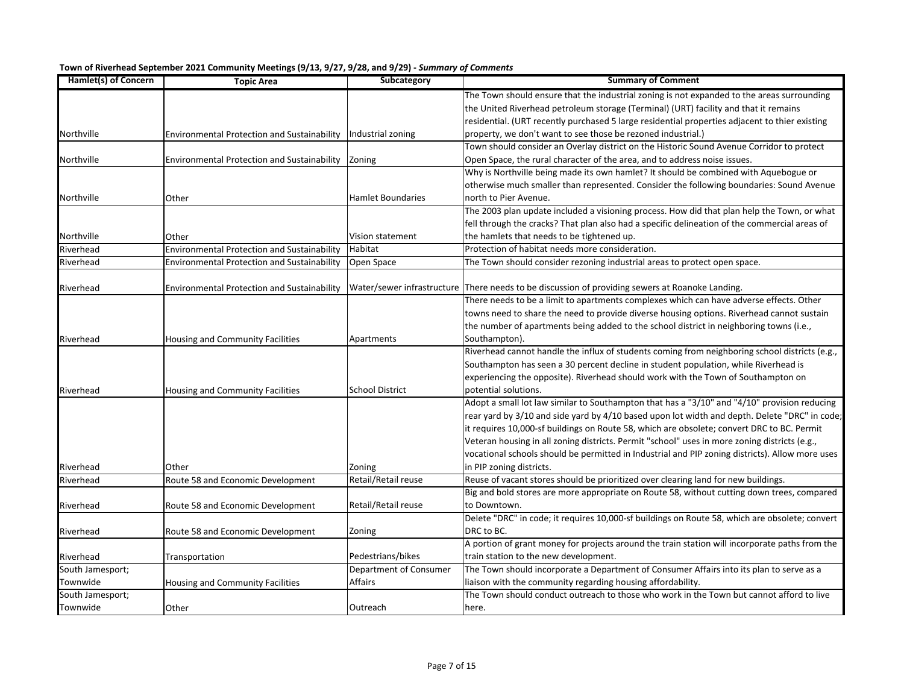**Town of Riverhead September 2021 Community Meetings (9/13, 9/27, 9/28, and 9/29) - *Summary of Comments***

| Hamlet(s) of Concern | Topic Area | Subcategory | Summary of Comment |
|---|---|---|---|
| Northville | Environmental Protection and Sustainability | Industrial zoning | The Town should ensure that the industrial zoning is not expanded to the areas surrounding the United Riverhead petroleum storage (Terminal) (URT) facility and that it remains residential. (URT recently purchased 5 large residential properties adjacent to thier existing property, we don't want to see those be rezoned industrial.) |
| Northville | Environmental Protection and Sustainability | Zoning | Town should consider an Overlay district on the Historic Sound Avenue Corridor to protect Open Space, the rural character of the area, and to address noise issues. |
| Northville | Other | Hamlet Boundaries | Why is Northville being made its own hamlet? It should be combined with Aquebogue or otherwise much smaller than represented. Consider the following boundaries: Sound Avenue north to Pier Avenue. |
| Northville | Other | Vision statement | The 2003 plan update included a visioning process. How did that plan help the Town, or what fell through the cracks? That plan also had a specific delineation of the commercial areas of the hamlets that needs to be tightened up. |
| Riverhead | Environmental Protection and Sustainability | Habitat | Protection of habitat needs more consideration. |
| Riverhead | Environmental Protection and Sustainability | Open Space | The Town should consider rezoning industrial areas to protect open space. |
| Riverhead | Environmental Protection and Sustainability | Water/sewer infrastructure | There needs to be discussion of providing sewers at Roanoke Landing. |
| Riverhead | Housing and Community Facilities | Apartments | There needs to be a limit to apartments complexes which can have adverse effects. Other towns need to share the need to provide diverse housing options. Riverhead cannot sustain the number of apartments being added to the school district in neighboring towns (i.e., Southampton). |
| Riverhead | Housing and Community Facilities | School District | Riverhead cannot handle the influx of students coming from neighboring school districts (e.g., Southampton has seen a 30 percent decline in student population, while Riverhead is experiencing the opposite). Riverhead should work with the Town of Southampton on potential solutions. |
| Riverhead | Other | Zoning | Adopt a small lot law similar to Southampton that has a "3/10" and "4/10" provision reducing rear yard by 3/10 and side yard by 4/10 based upon lot width and depth. Delete "DRC" in code; it requires 10,000-sf buildings on Route 58, which are obsolete; convert DRC to BC. Permit Veteran housing in all zoning districts. Permit "school" uses in more zoning districts (e.g., vocational schools should be permitted in Industrial and PIP zoning districts). Allow more uses in PIP zoning districts. |
| Riverhead | Route 58 and Economic Development | Retail/Retail reuse | Reuse of vacant stores should be prioritized over clearing land for new buildings. |
| Riverhead | Route 58 and Economic Development | Retail/Retail reuse | Big and bold stores are more appropriate on Route 58, without cutting down trees, compared to Downtown. |
| Riverhead | Route 58 and Economic Development | Zoning | Delete "DRC" in code; it requires 10,000-sf buildings on Route 58, which are obsolete; convert DRC to BC. |
| Riverhead | Transportation | Pedestrians/bikes | A portion of grant money for projects around the train station will incorporate paths from the train station to the new development. |
| South Jamesport; Townwide | Housing and Community Facilities | Department of Consumer Affairs | The Town should incorporate a Department of Consumer Affairs into its plan to serve as a liaison with the community regarding housing affordability. |
| South Jamesport; Townwide | Other | Outreach | The Town should conduct outreach to those who work in the Town but cannot afford to live here. |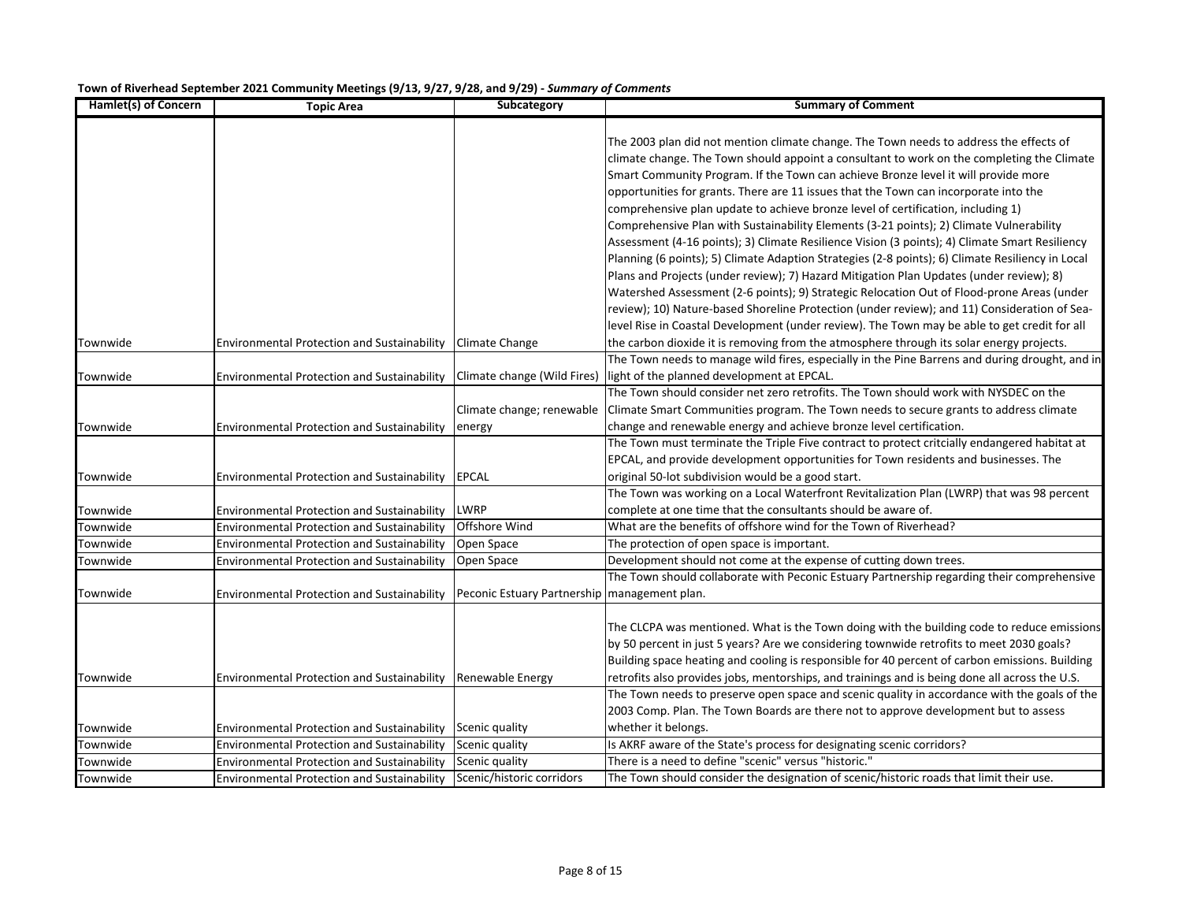**Town of Riverhead September 2021 Community Meetings (9/13, 9/27, 9/28, and 9/29) - *Summary of Comments***

| Hamlet(s) of Concern | Topic Area | Subcategory | Summary of Comment |
|---|---|---|---|
| Townwide | Environmental Protection and Sustainability | Climate Change | The 2003 plan did not mention climate change. The Town needs to address the effects of climate change. The Town should appoint a consultant to work on the completing the Climate Smart Community Program. If the Town can achieve Bronze level it will provide more opportunities for grants. There are 11 issues that the Town can incorporate into the comprehensive plan update to achieve bronze level of certification, including 1) Comprehensive Plan with Sustainability Elements (3-21 points); 2) Climate Vulnerability Assessment (4-16 points); 3) Climate Resilience Vision (3 points); 4) Climate Smart Resiliency Planning (6 points); 5) Climate Adaption Strategies (2-8 points); 6) Climate Resiliency in Local Plans and Projects (under review); 7) Hazard Mitigation Plan Updates (under review); 8) Watershed Assessment (2-6 points); 9) Strategic Relocation Out of Flood-prone Areas (under review); 10) Nature-based Shoreline Protection (under review); and 11) Consideration of Sea-level Rise in Coastal Development (under review). The Town may be able to get credit for all the carbon dioxide it is removing from the atmosphere through its solar energy projects. |
| Townwide | Environmental Protection and Sustainability | Climate change (Wild Fires) | The Town needs to manage wild fires, especially in the Pine Barrens and during drought, and in light of the planned development at EPCAL. |
| Townwide | Environmental Protection and Sustainability | Climate change; renewable energy | The Town should consider net zero retrofits. The Town should work with NYSDEC on the Climate Smart Communities program. The Town needs to secure grants to address climate change and renewable energy and achieve bronze level certification. |
| Townwide | Environmental Protection and Sustainability | EPCAL | The Town must terminate the Triple Five contract to protect critcially endangered habitat at EPCAL, and provide development opportunities for Town residents and businesses. The original 50-lot subdivision would be a good start. |
| Townwide | Environmental Protection and Sustainability | LWRP | The Town was working on a Local Waterfront Revitalization Plan (LWRP) that was 98 percent complete at one time that the consultants should be aware of. |
| Townwide | Environmental Protection and Sustainability | Offshore Wind | What are the benefits of offshore wind for the Town of Riverhead? |
| Townwide | Environmental Protection and Sustainability | Open Space | The protection of open space is important. |
| Townwide | Environmental Protection and Sustainability | Open Space | Development should not come at the expense of cutting down trees. |
| Townwide | Environmental Protection and Sustainability | Peconic Estuary Partnership | The Town should collaborate with Peconic Estuary Partnership regarding their comprehensive management plan. |
| Townwide | Environmental Protection and Sustainability | Renewable Energy | The CLCPA was mentioned. What is the Town doing with the building code to reduce emissions by 50 percent in just 5 years? Are we considering townwide retrofits to meet 2030 goals? Building space heating and cooling is responsible for 40 percent of carbon emissions. Building retrofits also provides jobs, mentorships, and trainings and is being done all across the U.S. |
| Townwide | Environmental Protection and Sustainability | Scenic quality | The Town needs to preserve open space and scenic quality in accordance with the goals of the 2003 Comp. Plan. The Town Boards are there not to approve development but to assess whether it belongs. |
| Townwide | Environmental Protection and Sustainability | Scenic quality | Is AKRF aware of the State's process for designating scenic corridors? |
| Townwide | Environmental Protection and Sustainability | Scenic quality | There is a need to define "scenic" versus "historic." |
| Townwide | Environmental Protection and Sustainability | Scenic/historic corridors | The Town should consider the designation of scenic/historic roads that limit their use. |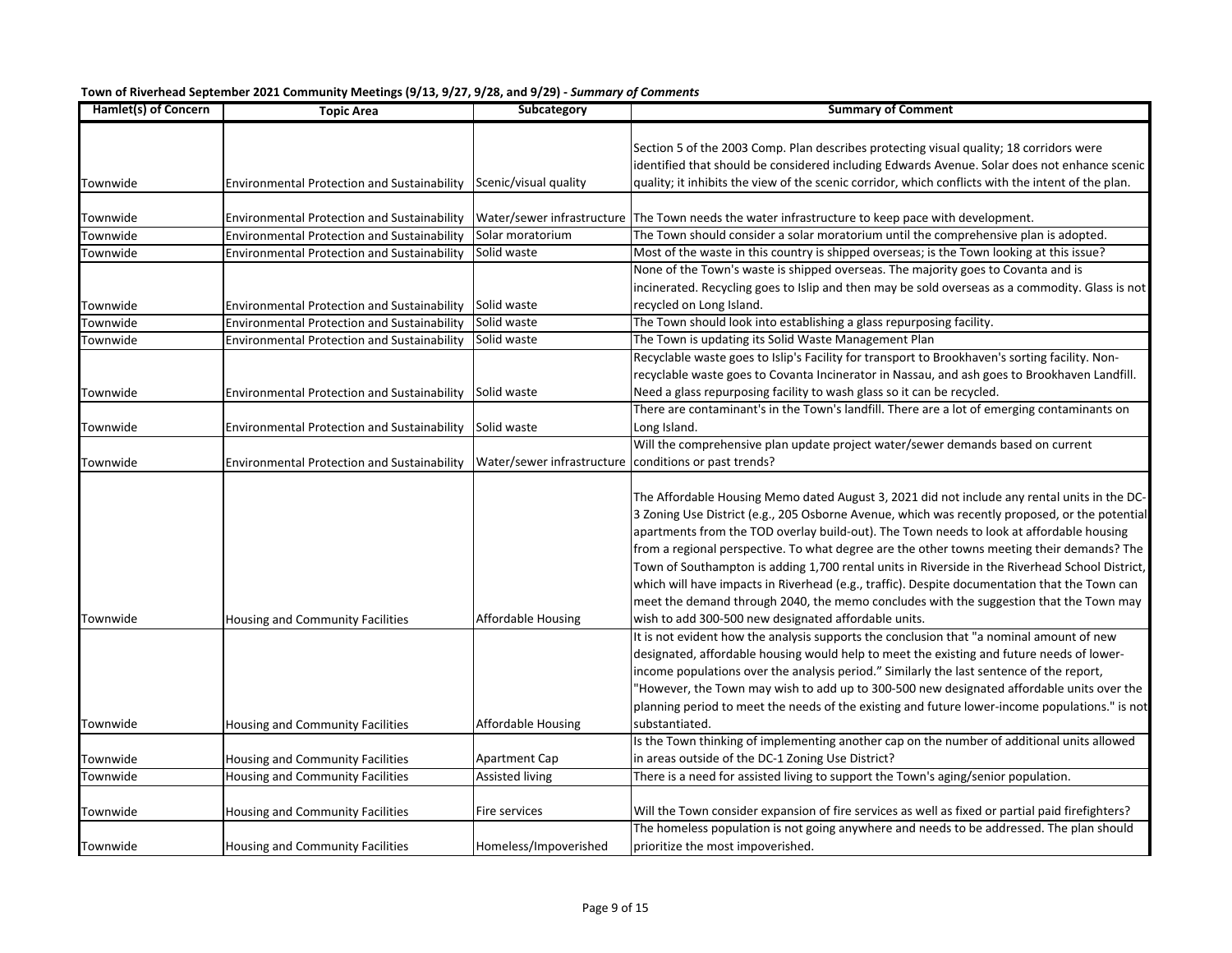**Town of Riverhead September 2021 Community Meetings (9/13, 9/27, 9/28, and 9/29) - *Summary of Comments***

| Hamlet(s) of Concern | Topic Area | Subcategory | Summary of Comment |
|---|---|---|---|
| Townwide | Environmental Protection and Sustainability | Scenic/visual quality | Section 5 of the 2003 Comp. Plan describes protecting visual quality; 18 corridors were identified that should be considered including Edwards Avenue. Solar does not enhance scenic quality; it inhibits the view of the scenic corridor, which conflicts with the intent of the plan. |
| Townwide | Environmental Protection and Sustainability | Water/sewer infrastructure | The Town needs the water infrastructure to keep pace with development. |
| Townwide | Environmental Protection and Sustainability | Solar moratorium | The Town should consider a solar moratorium until the comprehensive plan is adopted. |
| Townwide | Environmental Protection and Sustainability | Solid waste | Most of the waste in this country is shipped overseas; is the Town looking at this issue? |
| Townwide | Environmental Protection and Sustainability | Solid waste | None of the Town's waste is shipped overseas. The majority goes to Covanta and is incinerated. Recycling goes to Islip and then may be sold overseas as a commodity. Glass is not recycled on Long Island. |
| Townwide | Environmental Protection and Sustainability | Solid waste | The Town should look into establishing a glass repurposing facility. |
| Townwide | Environmental Protection and Sustainability | Solid waste | The Town is updating its Solid Waste Management Plan |
| Townwide | Environmental Protection and Sustainability | Solid waste | Recyclable waste goes to Islip's Facility for transport to Brookhaven's sorting facility. Non-recyclable waste goes to Covanta Incinerator in Nassau, and ash goes to Brookhaven Landfill. Need a glass repurposing facility to wash glass so it can be recycled. |
| Townwide | Environmental Protection and Sustainability | Solid waste | There are contaminant's in the Town's landfill. There are a lot of emerging contaminants on Long Island. |
| Townwide | Environmental Protection and Sustainability | Water/sewer infrastructure | Will the comprehensive plan update project water/sewer demands based on current conditions or past trends? |
| Townwide | Housing and Community Facilities | Affordable Housing | The Affordable Housing Memo dated August 3, 2021 did not include any rental units in the DC-3 Zoning Use District (e.g., 205 Osborne Avenue, which was recently proposed, or the potential apartments from the TOD overlay build-out). The Town needs to look at affordable housing from a regional perspective. To what degree are the other towns meeting their demands? The Town of Southampton is adding 1,700 rental units in Riverside in the Riverhead School District, which will have impacts in Riverhead (e.g., traffic). Despite documentation that the Town can meet the demand through 2040, the memo concludes with the suggestion that the Town may wish to add 300-500 new designated affordable units. |
| Townwide | Housing and Community Facilities | Affordable Housing | It is not evident how the analysis supports the conclusion that "a nominal amount of new designated, affordable housing would help to meet the existing and future needs of lower-income populations over the analysis period." Similarly the last sentence of the report, "However, the Town may wish to add up to 300-500 new designated affordable units over the planning period to meet the needs of the existing and future lower-income populations." is not substantiated. |
| Townwide | Housing and Community Facilities | Apartment Cap | Is the Town thinking of implementing another cap on the number of additional units allowed in areas outside of the DC-1 Zoning Use District? |
| Townwide | Housing and Community Facilities | Assisted living | There is a need for assisted living to support the Town's aging/senior population. |
| Townwide | Housing and Community Facilities | Fire services | Will the Town consider expansion of fire services as well as fixed or partial paid firefighters? |
| Townwide | Housing and Community Facilities | Homeless/Impoverished | The homeless population is not going anywhere and needs to be addressed. The plan should prioritize the most impoverished. |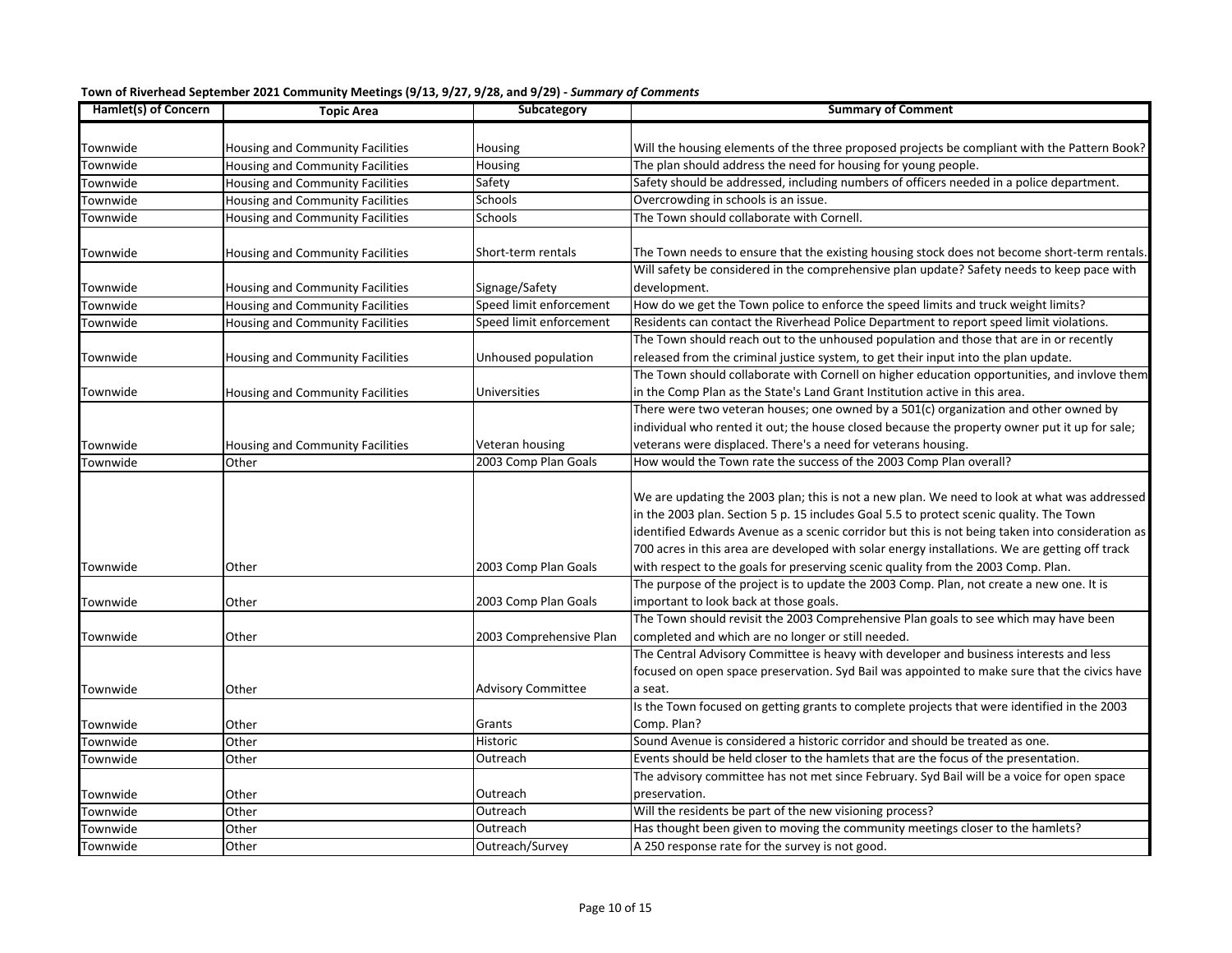**Town of Riverhead September 2021 Community Meetings (9/13, 9/27, 9/28, and 9/29) - *Summary of Comments***

| Hamlet(s) of Concern | Topic Area | Subcategory | Summary of Comment |
|---|---|---|---|
| Townwide | Housing and Community Facilities | Housing | Will the housing elements of the three proposed projects be compliant with the Pattern Book? |
| Townwide | Housing and Community Facilities | Housing | The plan should address the need for housing for young people. |
| Townwide | Housing and Community Facilities | Safety | Safety should be addressed, including numbers of officers needed in a police department. |
| Townwide | Housing and Community Facilities | Schools | Overcrowding in schools is an issue. |
| Townwide | Housing and Community Facilities | Schools | The Town should collaborate with Cornell. |
| Townwide | Housing and Community Facilities | Short-term rentals | The Town needs to ensure that the existing housing stock does not become short-term rentals. |
| Townwide | Housing and Community Facilities | Signage/Safety | Will safety be considered in the comprehensive plan update? Safety needs to keep pace with development. |
| Townwide | Housing and Community Facilities | Speed limit enforcement | How do we get the Town police to enforce the speed limits and truck weight limits? |
| Townwide | Housing and Community Facilities | Speed limit enforcement | Residents can contact the Riverhead Police Department to report speed limit violations. |
| Townwide | Housing and Community Facilities | Unhoused population | The Town should reach out to the unhoused population and those that are in or recently released from the criminal justice system, to get their input into the plan update. |
| Townwide | Housing and Community Facilities | Universities | The Town should collaborate with Cornell on higher education opportunities, and invlove them in the Comp Plan as the State's Land Grant Institution active in this area. |
| Townwide | Housing and Community Facilities | Veteran housing | There were two veteran houses; one owned by a 501(c) organization and other owned by individual who rented it out; the house closed because the property owner put it up for sale; veterans were displaced. There's a need for veterans housing. |
| Townwide | Other | 2003 Comp Plan Goals | How would the Town rate the success of the 2003 Comp Plan overall? |
| Townwide | Other | 2003 Comp Plan Goals | We are updating the 2003 plan; this is not a new plan. We need to look at what was addressed in the 2003 plan. Section 5 p. 15 includes Goal 5.5 to protect scenic quality. The Town identified Edwards Avenue as a scenic corridor but this is not being taken into consideration as 700 acres in this area are developed with solar energy installations. We are getting off track with respect to the goals for preserving scenic quality from the 2003 Comp. Plan. |
| Townwide | Other | 2003 Comp Plan Goals | The purpose of the project is to update the 2003 Comp. Plan, not create a new one. It is important to look back at those goals. |
| Townwide | Other | 2003 Comprehensive Plan | The Town should revisit the 2003 Comprehensive Plan goals to see which may have been completed and which are no longer or still needed. |
| Townwide | Other | Advisory Committee | The Central Advisory Committee is heavy with developer and business interests and less focused on open space preservation. Syd Bail was appointed to make sure that the civics have a seat. |
| Townwide | Other | Grants | Is the Town focused on getting grants to complete projects that were identified in the 2003 Comp. Plan? |
| Townwide | Other | Historic | Sound Avenue is considered a historic corridor and should be treated as one. |
| Townwide | Other | Outreach | Events should be held closer to the hamlets that are the focus of the presentation. |
| Townwide | Other | Outreach | The advisory committee has not met since February. Syd Bail will be a voice for open space preservation. |
| Townwide | Other | Outreach | Will the residents be part of the new visioning process? |
| Townwide | Other | Outreach | Has thought been given to moving the community meetings closer to the hamlets? |
| Townwide | Other | Outreach/Survey | A 250 response rate for the survey is not good. |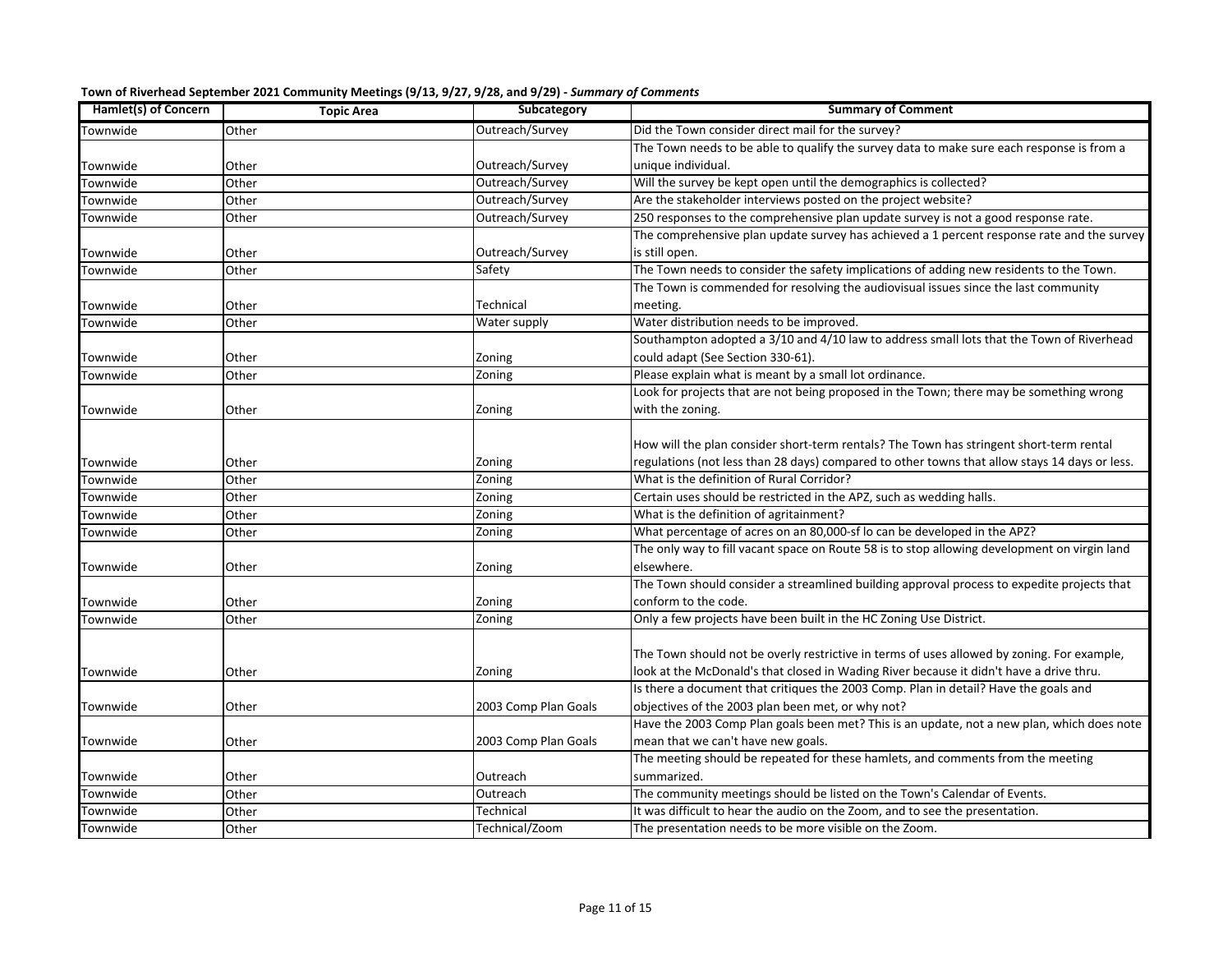**Town of Riverhead September 2021 Community Meetings (9/13, 9/27, 9/28, and 9/29) - *Summary of Comments***

| Hamlet(s) of Concern | Topic Area | Subcategory | Summary of Comment |
|---|---|---|---|
| Townwide | Other | Outreach/Survey | Did the Town consider direct mail for the survey? |
| Townwide | Other | Outreach/Survey | The Town needs to be able to qualify the survey data to make sure each response is from a unique individual. |
| Townwide | Other | Outreach/Survey | Will the survey be kept open until the demographics is collected? |
| Townwide | Other | Outreach/Survey | Are the stakeholder interviews posted on the project website? |
| Townwide | Other | Outreach/Survey | 250 responses to the comprehensive plan update survey is not a good response rate. |
| Townwide | Other | Outreach/Survey | The comprehensive plan update survey has achieved a 1 percent response rate and the survey is still open. |
| Townwide | Other | Safety | The Town needs to consider the safety implications of adding new residents to the Town. |
| Townwide | Other | Technical | The Town is commended for resolving the audiovisual issues since the last community meeting. |
| Townwide | Other | Water supply | Water distribution needs to be improved. |
| Townwide | Other | Zoning | Southampton adopted a 3/10 and 4/10 law to address small lots that the Town of Riverhead could adapt (See Section 330-61). |
| Townwide | Other | Zoning | Please explain what is meant by a small lot ordinance. |
| Townwide | Other | Zoning | Look for projects that are not being proposed in the Town; there may be something wrong with the zoning. |
| Townwide | Other | Zoning | How will the plan consider short-term rentals? The Town has stringent short-term rental regulations (not less than 28 days) compared to other towns that allow stays 14 days or less. |
| Townwide | Other | Zoning | What is the definition of Rural Corridor? |
| Townwide | Other | Zoning | Certain uses should be restricted in the APZ, such as wedding halls. |
| Townwide | Other | Zoning | What is the definition of agritainment? |
| Townwide | Other | Zoning | What percentage of acres on an 80,000-sf lo can be developed in the APZ? |
| Townwide | Other | Zoning | The only way to fill vacant space on Route 58 is to stop allowing development on virgin land elsewhere. |
| Townwide | Other | Zoning | The Town should consider a streamlined building approval process to expedite projects that conform to the code. |
| Townwide | Other | Zoning | Only a few projects have been built in the HC Zoning Use District. |
| Townwide | Other | Zoning | The Town should not be overly restrictive in terms of uses allowed by zoning. For example, look at the McDonald's that closed in Wading River because it didn't have a drive thru. |
| Townwide | Other | 2003 Comp Plan Goals | Is there a document that critiques the 2003 Comp. Plan in detail? Have the goals and objectives of the 2003 plan been met, or why not? |
| Townwide | Other | 2003 Comp Plan Goals | Have the 2003 Comp Plan goals been met? This is an update, not a new plan, which does note mean that we can't have new goals. |
| Townwide | Other | Outreach | The meeting should be repeated for these hamlets, and comments from the meeting summarized. |
| Townwide | Other | Outreach | The community meetings should be listed on the Town's Calendar of Events. |
| Townwide | Other | Technical | It was difficult to hear the audio on the Zoom, and to see the presentation. |
| Townwide | Other | Technical/Zoom | The presentation needs to be more visible on the Zoom. |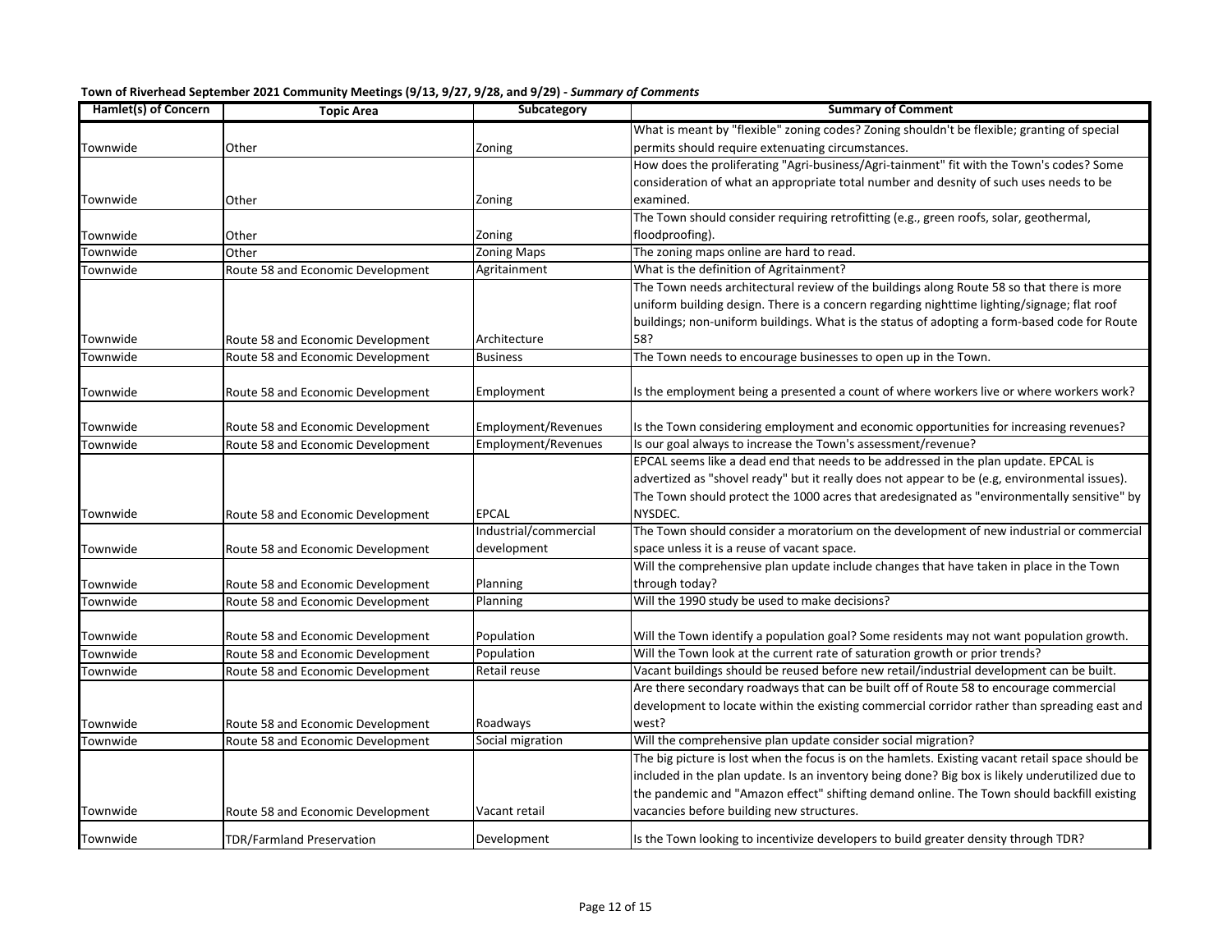**Town of Riverhead September 2021 Community Meetings (9/13, 9/27, 9/28, and 9/29) -** ***Summary of Comments***

| Hamlet(s) of Concern | Topic Area | Subcategory | Summary of Comment |
|---|---|---|---|
| Townwide | Other | Zoning | What is meant by "flexible" zoning codes? Zoning shouldn't be flexible; granting of special permits should require extenuating circumstances. |
| Townwide | Other | Zoning | How does the proliferating "Agri-business/Agri-tainment" fit with the Town's codes? Some consideration of what an appropriate total number and desnity of such uses needs to be examined. |
| Townwide | Other | Zoning | The Town should consider requiring retrofitting (e.g., green roofs, solar, geothermal, floodproofing). |
| Townwide | Other | Zoning Maps | The zoning maps online are hard to read. |
| Townwide | Route 58 and Economic Development | Agritainment | What is the definition of Agritainment? |
| Townwide | Route 58 and Economic Development | Architecture | The Town needs architectural review of the buildings along Route 58 so that there is more uniform building design. There is a concern regarding nighttime lighting/signage; flat roof buildings; non-uniform buildings. What is the status of adopting a form-based code for Route 58? |
| Townwide | Route 58 and Economic Development | Business | The Town needs to encourage businesses to open up in the Town. |
| Townwide | Route 58 and Economic Development | Employment | Is the employment being a presented a count of where workers live or where workers work? |
| Townwide | Route 58 and Economic Development | Employment/Revenues | Is the Town considering employment and economic opportunities for increasing revenues? |
| Townwide | Route 58 and Economic Development | Employment/Revenues | Is our goal always to increase the Town's assessment/revenue? |
| Townwide | Route 58 and Economic Development | EPCAL | EPCAL seems like a dead end that needs to be addressed in the plan update. EPCAL is advertized as "shovel ready" but it really does not appear to be (e.g, environmental issues). The Town should protect the 1000 acres that aredesignated as "environmentally sensitive" by NYSDEC. |
| Townwide | Route 58 and Economic Development | Industrial/commercial development | The Town should consider a moratorium on the development of new industrial or commercial space unless it is a reuse of vacant space. |
| Townwide | Route 58 and Economic Development | Planning | Will the comprehensive plan update include changes that have taken in place in the Town through today? |
| Townwide | Route 58 and Economic Development | Planning | Will the 1990 study be used to make decisions? |
| Townwide | Route 58 and Economic Development | Population | Will the Town identify a population goal? Some residents may not want population growth. |
| Townwide | Route 58 and Economic Development | Population | Will the Town look at the current rate of saturation growth or prior trends? |
| Townwide | Route 58 and Economic Development | Retail reuse | Vacant buildings should be reused before new retail/industrial development can be built. |
| Townwide | Route 58 and Economic Development | Roadways | Are there secondary roadways that can be built off of Route 58 to encourage commercial development to locate within the existing commercial corridor rather than spreading east and west? |
| Townwide | Route 58 and Economic Development | Social migration | Will the comprehensive plan update consider social migration? |
| Townwide | Route 58 and Economic Development | Vacant retail | The big picture is lost when the focus is on the hamlets. Existing vacant retail space should be included in the plan update. Is an inventory being done? Big box is likely underutilized due to the pandemic and "Amazon effect" shifting demand online. The Town should backfill existing vacancies before building new structures. |
| Townwide | TDR/Farmland Preservation | Development | Is the Town looking to incentivize developers to build greater density through TDR? |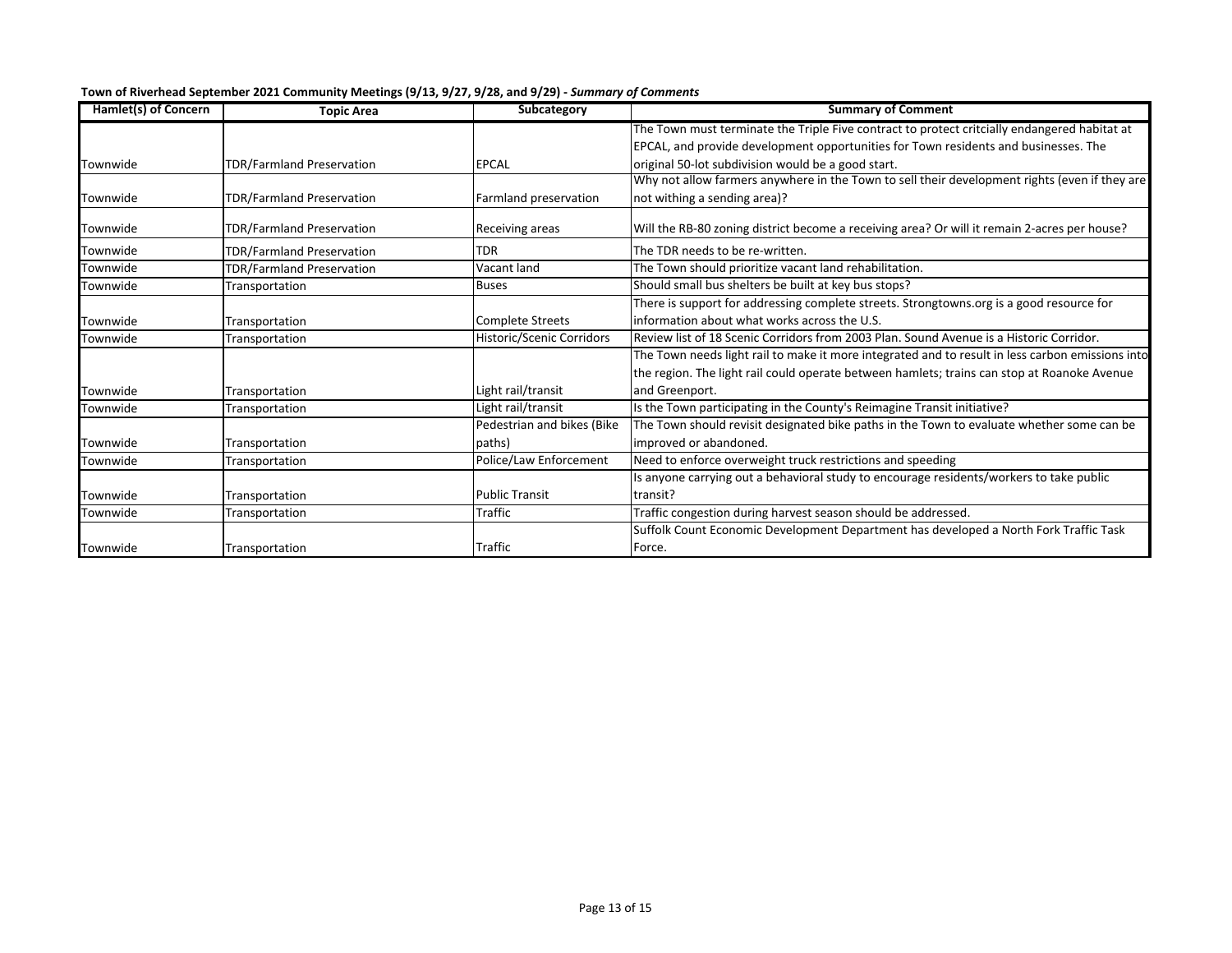**Town of Riverhead September 2021 Community Meetings (9/13, 9/27, 9/28, and 9/29) - *Summary of Comments***

| Hamlet(s) of Concern | Topic Area | Subcategory | Summary of Comment |
|---|---|---|---|
| Townwide | TDR/Farmland Preservation | EPCAL | The Town must terminate the Triple Five contract to protect critcially endangered habitat at EPCAL, and provide development opportunities for Town residents and businesses. The original 50-lot subdivision would be a good start. |
| Townwide | TDR/Farmland Preservation | Farmland preservation | Why not allow farmers anywhere in the Town to sell their development rights (even if they are not withing a sending area)? |
| Townwide | TDR/Farmland Preservation | Receiving areas | Will the RB-80 zoning district become a receiving area? Or will it remain 2-acres per house? |
| Townwide | TDR/Farmland Preservation | TDR | The TDR needs to be re-written. |
| Townwide | TDR/Farmland Preservation | Vacant land | The Town should prioritize vacant land rehabilitation. |
| Townwide | Transportation | Buses | Should small bus shelters be built at key bus stops? |
| Townwide | Transportation | Complete Streets | There is support for addressing complete streets. Strongtowns.org is a good resource for information about what works across the U.S. |
| Townwide | Transportation | Historic/Scenic Corridors | Review list of 18 Scenic Corridors from 2003 Plan. Sound Avenue is a Historic Corridor. |
| Townwide | Transportation | Light rail/transit | The Town needs light rail to make it more integrated and to result in less carbon emissions into the region. The light rail could operate between hamlets; trains can stop at Roanoke Avenue and Greenport. |
| Townwide | Transportation | Light rail/transit | Is the Town participating in the County's Reimagine Transit initiative? |
| Townwide | Transportation | Pedestrian and bikes (Bike paths) | The Town should revisit designated bike paths in the Town to evaluate whether some can be improved or abandoned. |
| Townwide | Transportation | Police/Law Enforcement | Need to enforce overweight truck restrictions and speeding |
| Townwide | Transportation | Public Transit | Is anyone carrying out a behavioral study to encourage residents/workers to take public transit? |
| Townwide | Transportation | Traffic | Traffic congestion during harvest season should be addressed. |
| Townwide | Transportation | Traffic | Suffolk Count Economic Development Department has developed a North Fork Traffic Task Force. |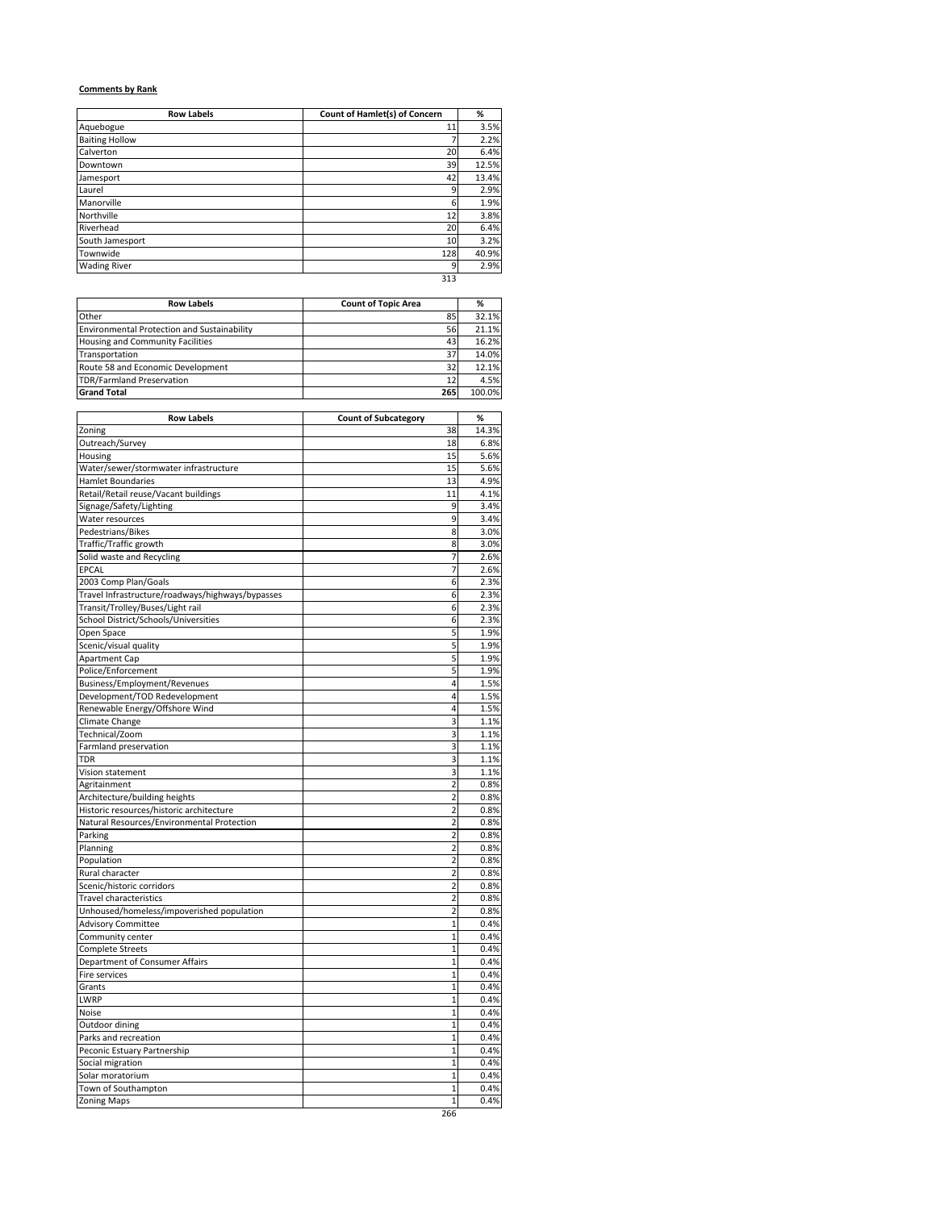**Comments by Rank**

| Row Labels | Count of Hamlet(s) of Concern | % |
|---|---|---|
| Aquebogue | 11 | 3.5% |
| Baiting Hollow | 7 | 2.2% |
| Calverton | 20 | 6.4% |
| Downtown | 39 | 12.5% |
| Jamesport | 42 | 13.4% |
| Laurel | 9 | 2.9% |
| Manorville | 6 | 1.9% |
| Northville | 12 | 3.8% |
| Riverhead | 20 | 6.4% |
| South Jamesport | 10 | 3.2% |
| Townwide | 128 | 40.9% |
| Wading River | 9 | 2.9% |
| | 313 | |

| Row Labels | Count of Topic Area | % |
|---|---|---|
| Other | 85 | 32.1% |
| Environmental Protection and Sustainability | 56 | 21.1% |
| Housing and Community Facilities | 43 | 16.2% |
| Transportation | 37 | 14.0% |
| Route 58 and Economic Development | 32 | 12.1% |
| TDR/Farmland Preservation | 12 | 4.5% |
| **Grand Total** | **265** | 100.0% |

| Row Labels | Count of Subcategory | % |
|---|---|---|
| Zoning | 38 | 14.3% |
| Outreach/Survey | 18 | 6.8% |
| Housing | 15 | 5.6% |
| Water/sewer/stormwater infrastructure | 15 | 5.6% |
| Hamlet Boundaries | 13 | 4.9% |
| Retail/Retail reuse/Vacant buildings | 11 | 4.1% |
| Signage/Safety/Lighting | 9 | 3.4% |
| Water resources | 9 | 3.4% |
| Pedestrians/Bikes | 8 | 3.0% |
| Traffic/Traffic growth | 8 | 3.0% |
| Solid waste and Recycling | 7 | 2.6% |
| EPCAL | 7 | 2.6% |
| 2003 Comp Plan/Goals | 6 | 2.3% |
| Travel Infrastructure/roadways/highways/bypasses | 6 | 2.3% |
| Transit/Trolley/Buses/Light rail | 6 | 2.3% |
| School District/Schools/Universities | 6 | 2.3% |
| Open Space | 5 | 1.9% |
| Scenic/visual quality | 5 | 1.9% |
| Apartment Cap | 5 | 1.9% |
| Police/Enforcement | 5 | 1.9% |
| Business/Employment/Revenues | 4 | 1.5% |
| Development/TOD Redevelopment | 4 | 1.5% |
| Renewable Energy/Offshore Wind | 4 | 1.5% |
| Climate Change | 3 | 1.1% |
| Technical/Zoom | 3 | 1.1% |
| Farmland preservation | 3 | 1.1% |
| TDR | 3 | 1.1% |
| Vision statement | 3 | 1.1% |
| Agritainment | 2 | 0.8% |
| Architecture/building heights | 2 | 0.8% |
| Historic resources/historic architecture | 2 | 0.8% |
| Natural Resources/Environmental Protection | 2 | 0.8% |
| Parking | 2 | 0.8% |
| Planning | 2 | 0.8% |
| Population | 2 | 0.8% |
| Rural character | 2 | 0.8% |
| Scenic/historic corridors | 2 | 0.8% |
| Travel characteristics | 2 | 0.8% |
| Unhoused/homeless/impoverished population | 2 | 0.8% |
| Advisory Committee | 1 | 0.4% |
| Community center | 1 | 0.4% |
| Complete Streets | 1 | 0.4% |
| Department of Consumer Affairs | 1 | 0.4% |
| Fire services | 1 | 0.4% |
| Grants | 1 | 0.4% |
| LWRP | 1 | 0.4% |
| Noise | 1 | 0.4% |
| Outdoor dining | 1 | 0.4% |
| Parks and recreation | 1 | 0.4% |
| Peconic Estuary Partnership | 1 | 0.4% |
| Social migration | 1 | 0.4% |
| Solar moratorium | 1 | 0.4% |
| Town of Southampton | 1 | 0.4% |
| Zoning Maps | 1 | 0.4% |
| | 266 | |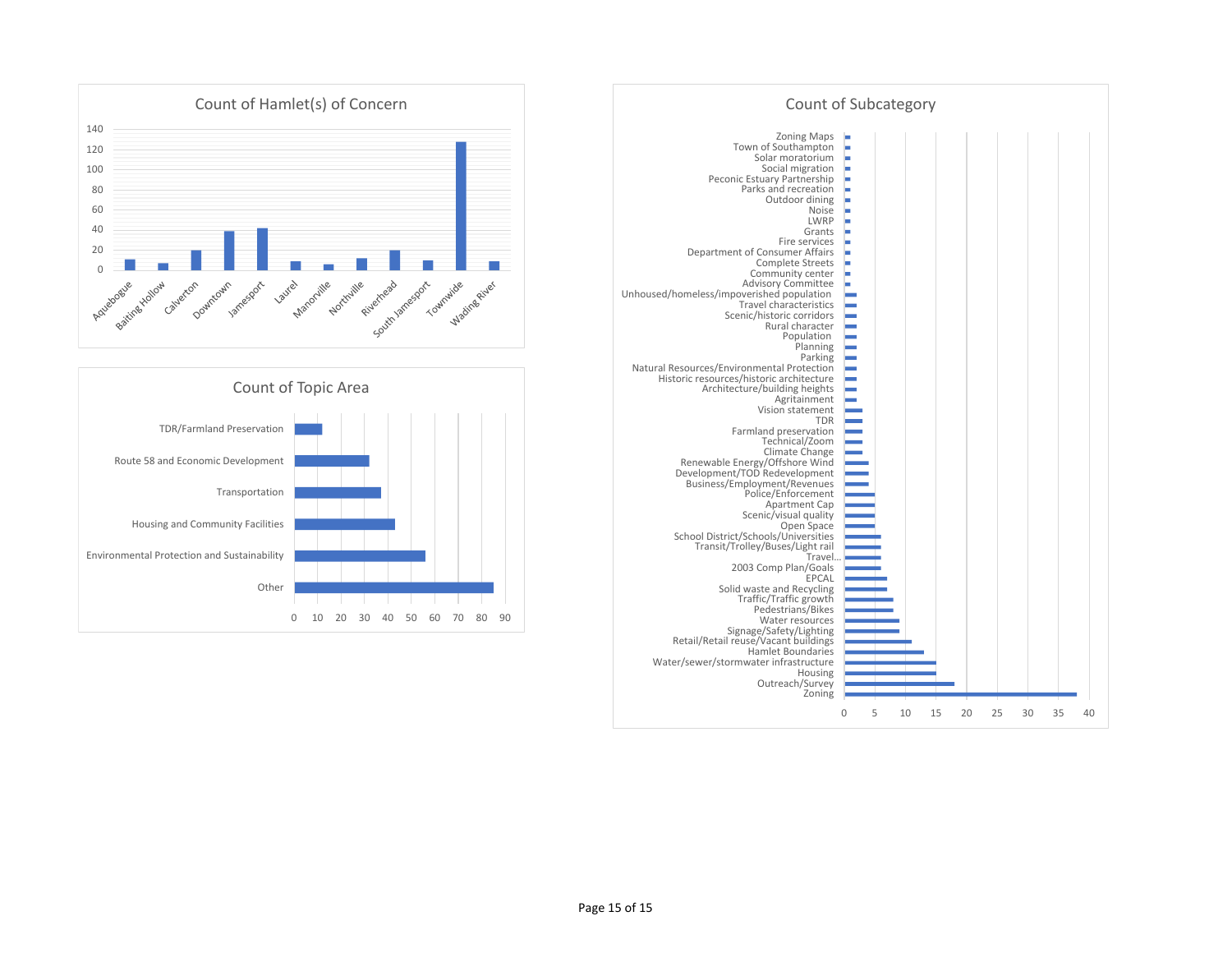Count of Hamlet(s) of Concern

140
120
100
80
60
40
20
0

Aquebogue
Baiting Hollow
Calverton
Downtown
Jamesport
Laurel
Manorville
Northville
Riverhead
South Jamesport
Townwide
Wading River

Count of Topic Area

TDR/Farmland Preservation
Route 58 and Economic Development
Transportation
Housing and Community Facilities
Environmental Protection and Sustainability
Other

0 10 20 30 40 50 60 70 80 90

Count of Subcategory

Zoning Maps
Town of Southampton
Solar moratorium
Social migration
Peconic Estuary Partnership
Parks and recreation
Outdoor dining
Noise
LWRP
Grants
Fire services
Department of Consumer Affairs
Complete Streets
Community center
Advisory Committee
Unhoused/homeless/impoverished population
Travel characteristics
Scenic/historic corridors
Rural character
Population
Planning
Parking
Natural Resources/Environmental Protection
Historic resources/historic architecture
Architecture/building heights
Agritainment
Vision statement
TDR
Farmland preservation
Technical/Zoom
Climate Change
Renewable Energy/Offshore Wind
Development/TOD Redevelopment
Business/Employment/Revenues
Police/Enforcement
Apartment Cap
Scenic/visual quality
Open Space
School District/Schools/Universities
Transit/Trolley/Buses/Light rail
Travel...
2003 Comp Plan/Goals
EPCAL
Solid waste and Recycling
Traffic/Traffic growth
Pedestrians/Bikes
Water resources
Signage/Safety/Lighting
Retail/Retail reuse/Vacant buildings
Hamlet Boundaries
Water/sewer/stormwater infrastructure
Housing
Outreach/Survey
Zoning

0 5 10 15 20 25 30 35 40